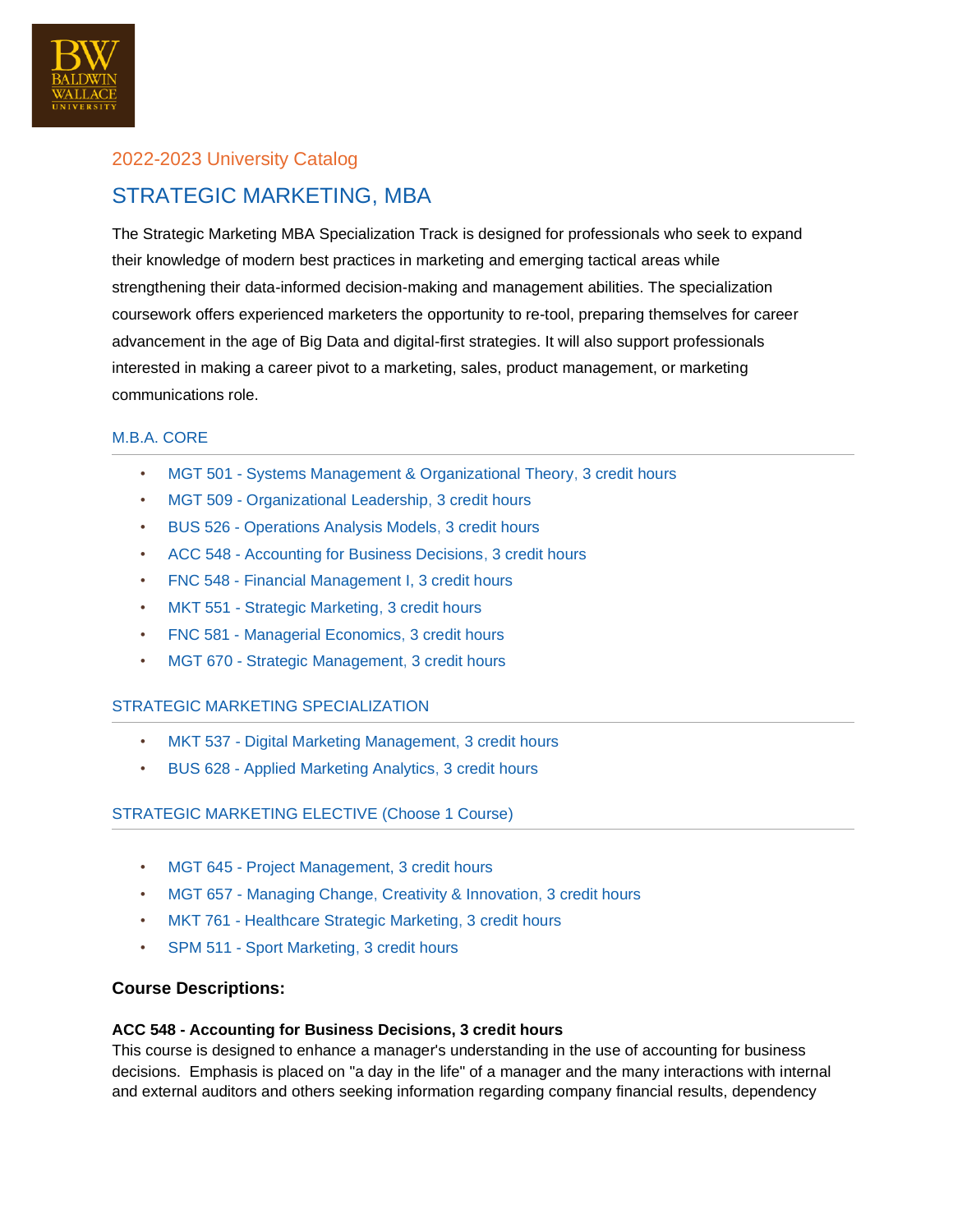2022-2023 University Catalog

# STRATEGIC MARKETING, MBA

The Strategic Marketing MBA Specialization Track is designed for professionals who seek to expand their knowledge of modern best practices in marketing and emerging tactical areas while strengthening their data-informed decision-making and management abilities. The specialization coursework offers experienced marketers the opportunity to re-tool, preparing themselves for career advancement in the age of Big Data and digital-first strategies. It will also support professionals interested in making a career pivot to a marketing, sales, product management, or marketing communications role.

## M.B.A. CORE

- MGT 501 - Systems Management & Organizational Theory, 3 credit hours
- MGT 509 - Organizational Leadership, 3 credit hours
- BUS 526 - Operations Analysis Models, 3 credit hours
- ACC 548 - Accounting for Business Decisions, 3 credit hours
- FNC 548 - Financial Management I, 3 credit hours
- MKT 551 - Strategic Marketing, 3 credit hours
- FNC 581 - Managerial Economics, 3 credit hours
- MGT 670 - Strategic Management, 3 credit hours

## STRATEGIC MARKETING SPECIALIZATION

- MKT 537 - Digital Marketing Management, 3 credit hours
- BUS 628 - Applied Marketing Analytics, 3 credit hours

## STRATEGIC MARKETING ELECTIVE (Choose 1 Course)

- MGT 645 - Project Management, 3 credit hours
- MGT 657 - Managing Change, Creativity & Innovation, 3 credit hours
- MKT 761 - Healthcare Strategic Marketing, 3 credit hours
- SPM 511 - Sport Marketing, 3 credit hours

### Course Descriptions:

**ACC 548 - Accounting for Business Decisions, 3 credit hours**
This course is designed to enhance a manager's understanding in the use of accounting for business decisions. Emphasis is placed on "a day in the life" of a manager and the many interactions with internal and external auditors and others seeking information regarding company financial results, dependency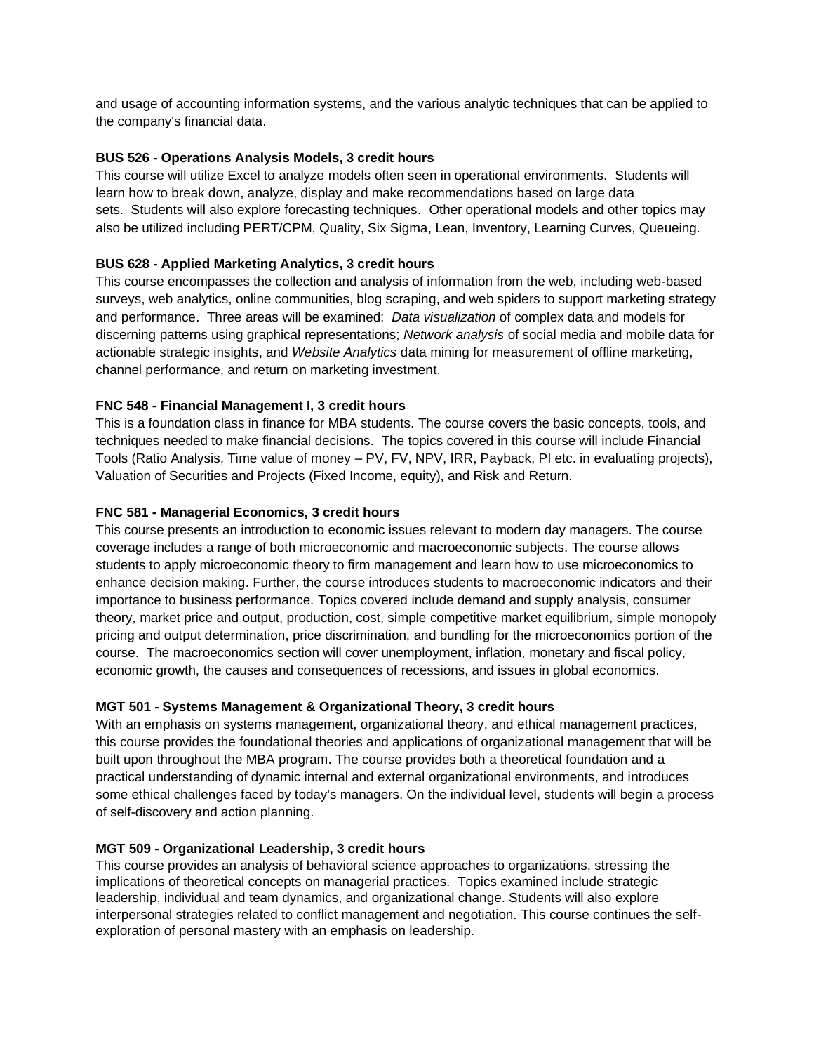and usage of accounting information systems, and the various analytic techniques that can be applied to the company's financial data.

**BUS 526 - Operations Analysis Models, 3 credit hours**
This course will utilize Excel to analyze models often seen in operational environments. Students will learn how to break down, analyze, display and make recommendations based on large data sets. Students will also explore forecasting techniques. Other operational models and other topics may also be utilized including PERT/CPM, Quality, Six Sigma, Lean, Inventory, Learning Curves, Queueing.

**BUS 628 - Applied Marketing Analytics, 3 credit hours**
This course encompasses the collection and analysis of information from the web, including web-based surveys, web analytics, online communities, blog scraping, and web spiders to support marketing strategy and performance. Three areas will be examined: *Data visualization* of complex data and models for discerning patterns using graphical representations; *Network analysis* of social media and mobile data for actionable strategic insights, and *Website Analytics* data mining for measurement of offline marketing, channel performance, and return on marketing investment.

**FNC 548 - Financial Management I, 3 credit hours**
This is a foundation class in finance for MBA students. The course covers the basic concepts, tools, and techniques needed to make financial decisions. The topics covered in this course will include Financial Tools (Ratio Analysis, Time value of money – PV, FV, NPV, IRR, Payback, PI etc. in evaluating projects), Valuation of Securities and Projects (Fixed Income, equity), and Risk and Return.

**FNC 581 - Managerial Economics, 3 credit hours**
This course presents an introduction to economic issues relevant to modern day managers. The course coverage includes a range of both microeconomic and macroeconomic subjects. The course allows students to apply microeconomic theory to firm management and learn how to use microeconomics to enhance decision making. Further, the course introduces students to macroeconomic indicators and their importance to business performance. Topics covered include demand and supply analysis, consumer theory, market price and output, production, cost, simple competitive market equilibrium, simple monopoly pricing and output determination, price discrimination, and bundling for the microeconomics portion of the course. The macroeconomics section will cover unemployment, inflation, monetary and fiscal policy, economic growth, the causes and consequences of recessions, and issues in global economics.

**MGT 501 - Systems Management & Organizational Theory, 3 credit hours**
With an emphasis on systems management, organizational theory, and ethical management practices, this course provides the foundational theories and applications of organizational management that will be built upon throughout the MBA program. The course provides both a theoretical foundation and a practical understanding of dynamic internal and external organizational environments, and introduces some ethical challenges faced by today's managers. On the individual level, students will begin a process of self-discovery and action planning.

**MGT 509 - Organizational Leadership, 3 credit hours**
This course provides an analysis of behavioral science approaches to organizations, stressing the implications of theoretical concepts on managerial practices. Topics examined include strategic leadership, individual and team dynamics, and organizational change. Students will also explore interpersonal strategies related to conflict management and negotiation. This course continues the self-exploration of personal mastery with an emphasis on leadership.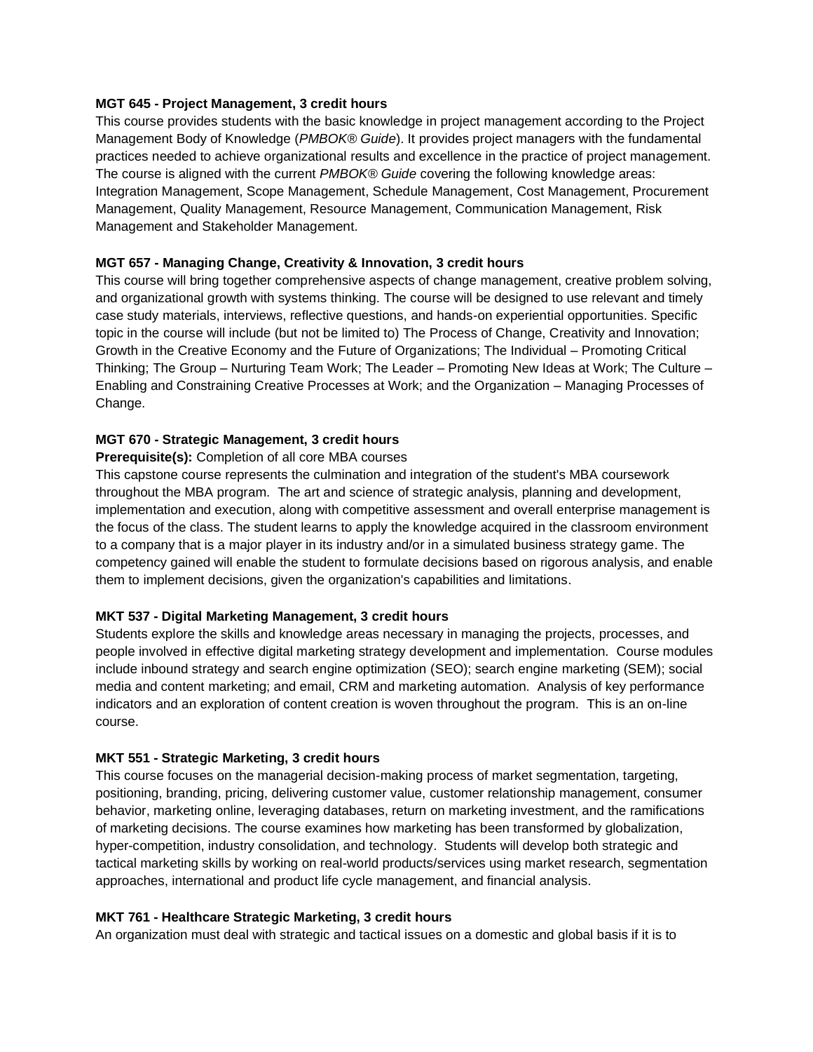**MGT 645 - Project Management, 3 credit hours**
This course provides students with the basic knowledge in project management according to the Project Management Body of Knowledge (*PMBOK® Guide*). It provides project managers with the fundamental practices needed to achieve organizational results and excellence in the practice of project management. The course is aligned with the current *PMBOK® Guide* covering the following knowledge areas: Integration Management, Scope Management, Schedule Management, Cost Management, Procurement Management, Quality Management, Resource Management, Communication Management, Risk Management and Stakeholder Management.

**MGT 657 - Managing Change, Creativity & Innovation, 3 credit hours**
This course will bring together comprehensive aspects of change management, creative problem solving, and organizational growth with systems thinking. The course will be designed to use relevant and timely case study materials, interviews, reflective questions, and hands-on experiential opportunities. Specific topic in the course will include (but not be limited to) The Process of Change, Creativity and Innovation; Growth in the Creative Economy and the Future of Organizations; The Individual – Promoting Critical Thinking; The Group – Nurturing Team Work; The Leader – Promoting New Ideas at Work; The Culture – Enabling and Constraining Creative Processes at Work; and the Organization – Managing Processes of Change.

**MGT 670 - Strategic Management, 3 credit hours**
**Prerequisite(s):** Completion of all core MBA courses
This capstone course represents the culmination and integration of the student's MBA coursework throughout the MBA program. The art and science of strategic analysis, planning and development, implementation and execution, along with competitive assessment and overall enterprise management is the focus of the class. The student learns to apply the knowledge acquired in the classroom environment to a company that is a major player in its industry and/or in a simulated business strategy game. The competency gained will enable the student to formulate decisions based on rigorous analysis, and enable them to implement decisions, given the organization's capabilities and limitations.

**MKT 537 - Digital Marketing Management, 3 credit hours**
Students explore the skills and knowledge areas necessary in managing the projects, processes, and people involved in effective digital marketing strategy development and implementation. Course modules include inbound strategy and search engine optimization (SEO); search engine marketing (SEM); social media and content marketing; and email, CRM and marketing automation. Analysis of key performance indicators and an exploration of content creation is woven throughout the program. This is an on-line course.

**MKT 551 - Strategic Marketing, 3 credit hours**
This course focuses on the managerial decision-making process of market segmentation, targeting, positioning, branding, pricing, delivering customer value, customer relationship management, consumer behavior, marketing online, leveraging databases, return on marketing investment, and the ramifications of marketing decisions. The course examines how marketing has been transformed by globalization, hyper-competition, industry consolidation, and technology. Students will develop both strategic and tactical marketing skills by working on real-world products/services using market research, segmentation approaches, international and product life cycle management, and financial analysis.

**MKT 761 - Healthcare Strategic Marketing, 3 credit hours**
An organization must deal with strategic and tactical issues on a domestic and global basis if it is to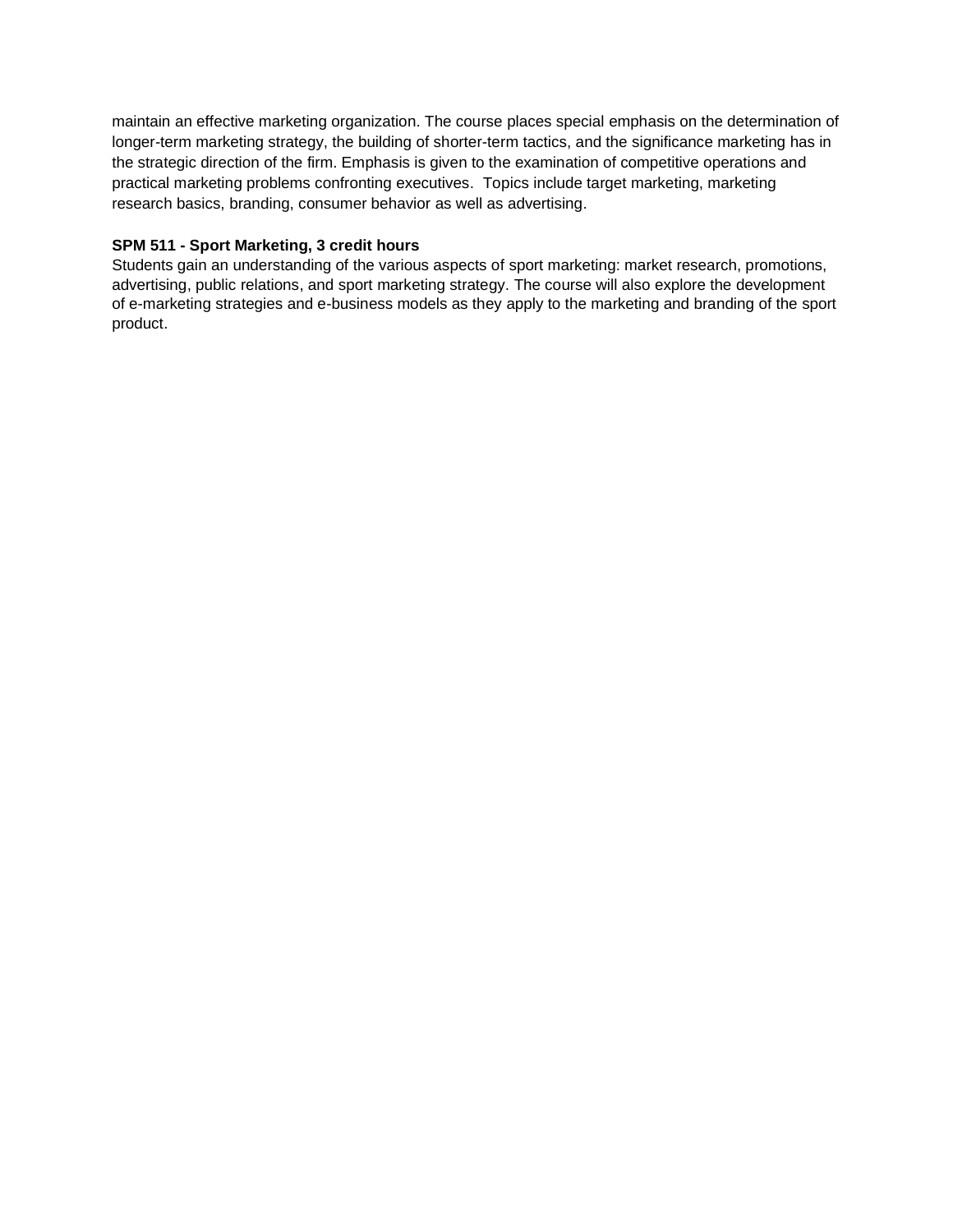maintain an effective marketing organization. The course places special emphasis on the determination of longer-term marketing strategy, the building of shorter-term tactics, and the significance marketing has in the strategic direction of the firm. Emphasis is given to the examination of competitive operations and practical marketing problems confronting executives. Topics include target marketing, marketing research basics, branding, consumer behavior as well as advertising.

**SPM 511 - Sport Marketing, 3 credit hours**
Students gain an understanding of the various aspects of sport marketing: market research, promotions, advertising, public relations, and sport marketing strategy. The course will also explore the development of e-marketing strategies and e-business models as they apply to the marketing and branding of the sport product.